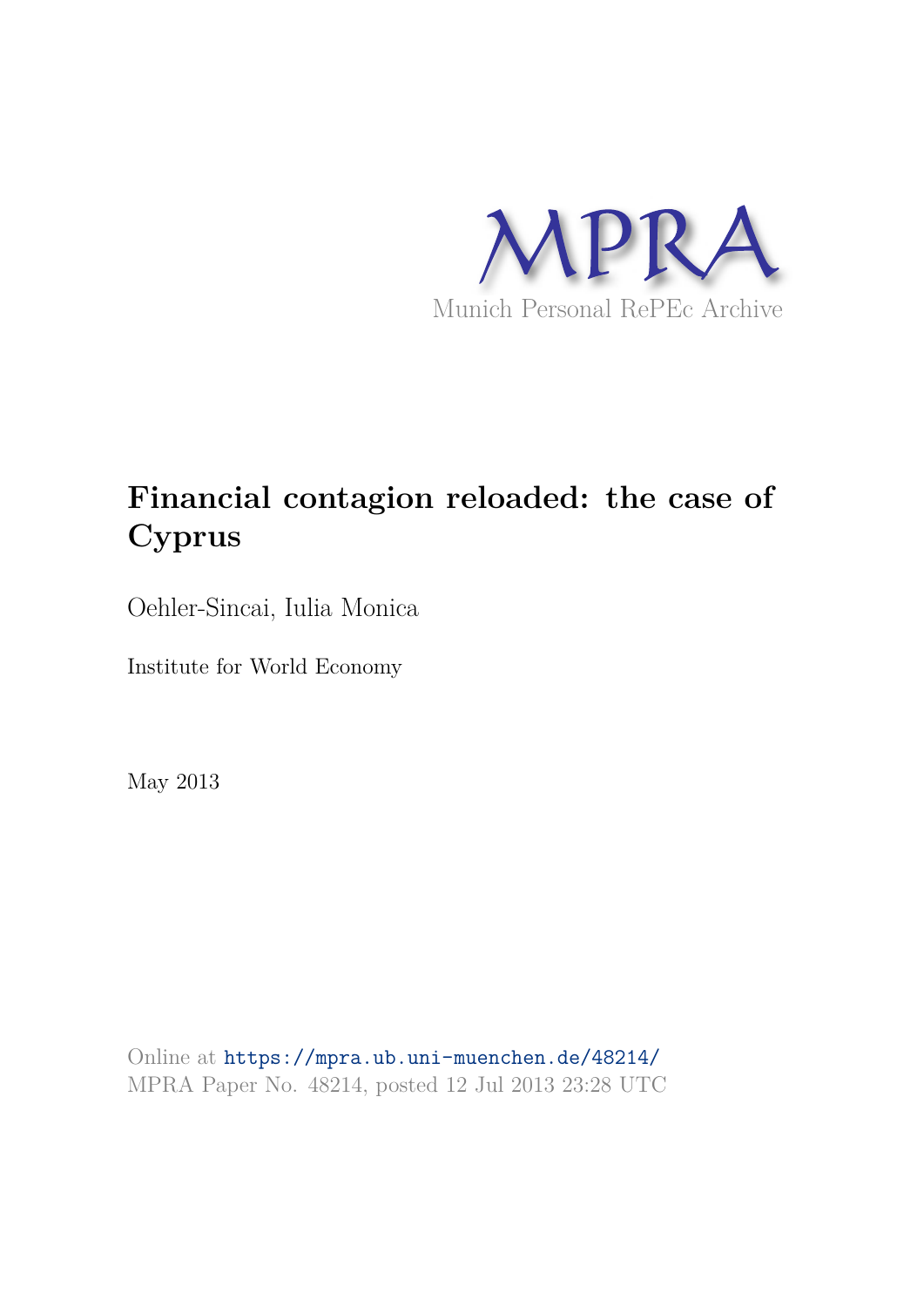MPRA

Munich Personal RePEc Archive

# Financial contagion reloaded: the case of Cyprus

Oehler-Sincai, Iulia Monica

Institute for World Economy

May 2013

Online at https://mpra.ub.uni-muenchen.de/48214/
MPRA Paper No. 48214, posted 12 Jul 2013 23:28 UTC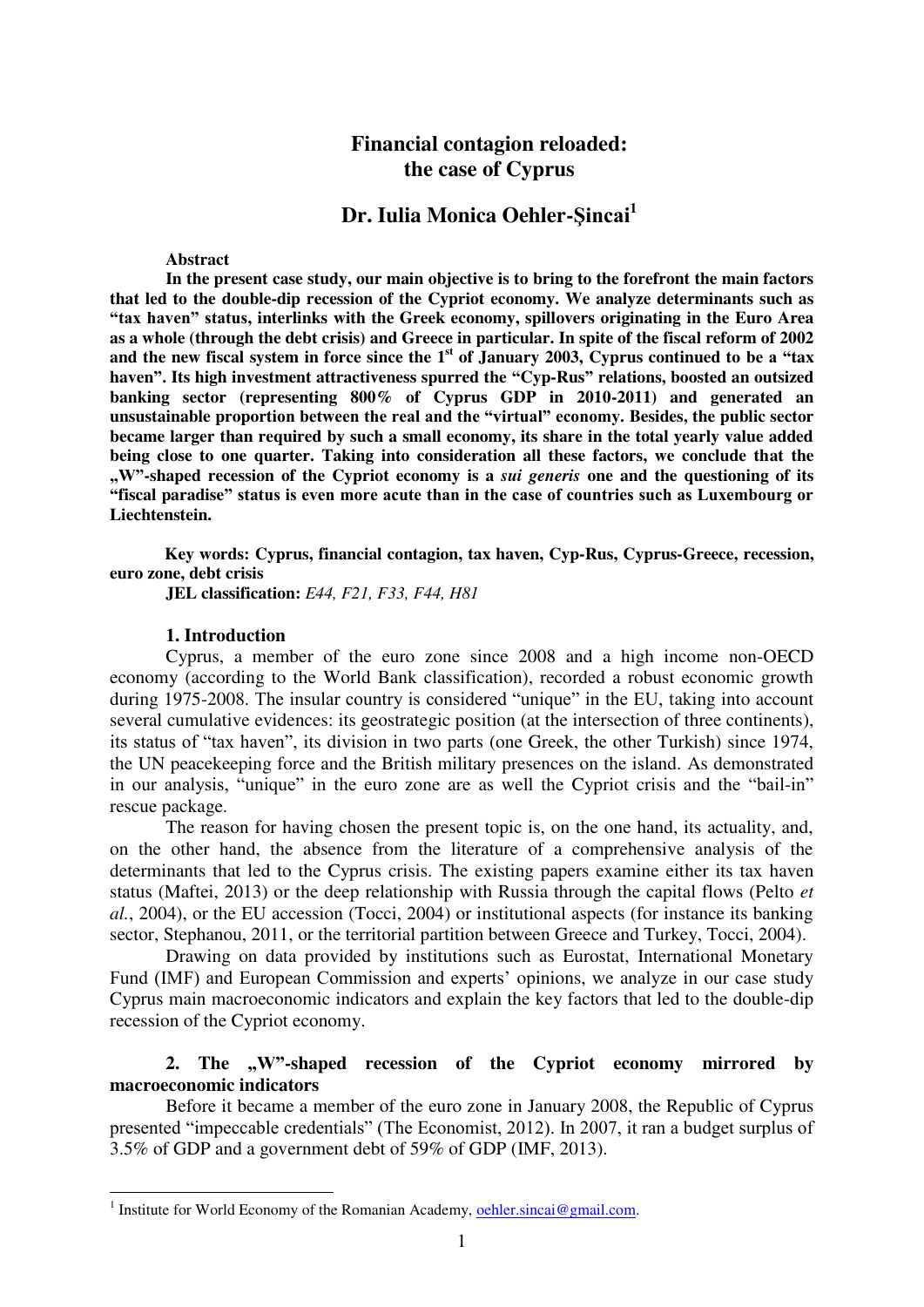# Financial contagion reloaded: the case of Cyprus

## Dr. Iulia Monica Oehler-Şincai[1]

**Abstract**

**In the present case study, our main objective is to bring to the forefront the main factors that led to the double-dip recession of the Cypriot economy. We analyze determinants such as "tax haven" status, interlinks with the Greek economy, spillovers originating in the Euro Area as a whole (through the debt crisis) and Greece in particular. In spite of the fiscal reform of 2002 and the new fiscal system in force since the 1st of January 2003, Cyprus continued to be a "tax haven". Its high investment attractiveness spurred the "Cyp-Rus" relations, boosted an outsized banking sector (representing 800% of Cyprus GDP in 2010-2011) and generated an unsustainable proportion between the real and the "virtual" economy. Besides, the public sector became larger than required by such a small economy, its share in the total yearly value added being close to one quarter. Taking into consideration all these factors, we conclude that the „W"-shaped recession of the Cypriot economy is a *sui generis* one and the questioning of its "fiscal paradise" status is even more acute than in the case of countries such as Luxembourg or Liechtenstein.**

**Key words: Cyprus, financial contagion, tax haven, Cyp-Rus, Cyprus-Greece, recession, euro zone, debt crisis**

**JEL classification:** *E44, F21, F33, F44, H81*

### 1. Introduction

Cyprus, a member of the euro zone since 2008 and a high income non-OECD economy (according to the World Bank classification), recorded a robust economic growth during 1975-2008. The insular country is considered "unique" in the EU, taking into account several cumulative evidences: its geostrategic position (at the intersection of three continents), its status of "tax haven", its division in two parts (one Greek, the other Turkish) since 1974, the UN peacekeeping force and the British military presences on the island. As demonstrated in our analysis, "unique" in the euro zone are as well the Cypriot crisis and the "bail-in" rescue package.

The reason for having chosen the present topic is, on the one hand, its actuality, and, on the other hand, the absence from the literature of a comprehensive analysis of the determinants that led to the Cyprus crisis. The existing papers examine either its tax haven status (Maftei, 2013) or the deep relationship with Russia through the capital flows (Pelto *et al.*, 2004), or the EU accession (Tocci, 2004) or institutional aspects (for instance its banking sector, Stephanou, 2011, or the territorial partition between Greece and Turkey, Tocci, 2004).

Drawing on data provided by institutions such as Eurostat, International Monetary Fund (IMF) and European Commission and experts' opinions, we analyze in our case study Cyprus main macroeconomic indicators and explain the key factors that led to the double-dip recession of the Cypriot economy.

### 2. The „W"-shaped recession of the Cypriot economy mirrored by macroeconomic indicators

Before it became a member of the euro zone in January 2008, the Republic of Cyprus presented "impeccable credentials" (The Economist, 2012). In 2007, it ran a budget surplus of 3.5% of GDP and a government debt of 59% of GDP (IMF, 2013).

---

[1] Institute for World Economy of the Romanian Academy, oehler.sincai@gmail.com.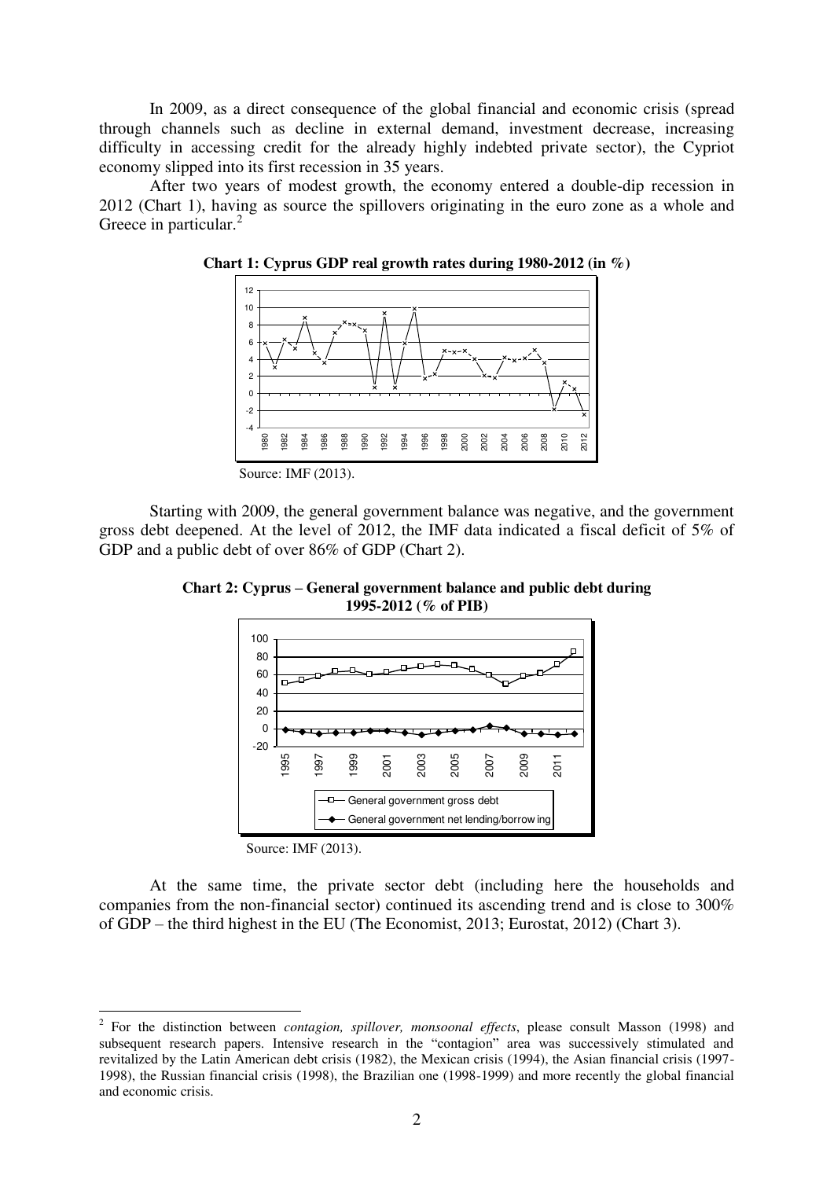In 2009, as a direct consequence of the global financial and economic crisis (spread through channels such as decline in external demand, investment decrease, increasing difficulty in accessing credit for the already highly indebted private sector), the Cypriot economy slipped into its first recession in 35 years.

After two years of modest growth, the economy entered a double-dip recession in 2012 (Chart 1), having as source the spillovers originating in the euro zone as a whole and Greece in particular.[2]

**Chart 1: Cyprus GDP real growth rates during 1980-2012 (in %)**

Source: IMF (2013).

Starting with 2009, the general government balance was negative, and the government gross debt deepened. At the level of 2012, the IMF data indicated a fiscal deficit of 5% of GDP and a public debt of over 86% of GDP (Chart 2).

**Chart 2: Cyprus – General government balance and public debt during 1995-2012 (% of PIB)**

Source: IMF (2013).

At the same time, the private sector debt (including here the households and companies from the non-financial sector) continued its ascending trend and is close to 300% of GDP – the third highest in the EU (The Economist, 2013; Eurostat, 2012) (Chart 3).

---

[2] For the distinction between *contagion, spillover, monsoonal effects*, please consult Masson (1998) and subsequent research papers. Intensive research in the "contagion" area was successively stimulated and revitalized by the Latin American debt crisis (1982), the Mexican crisis (1994), the Asian financial crisis (1997-1998), the Russian financial crisis (1998), the Brazilian one (1998-1999) and more recently the global financial and economic crisis.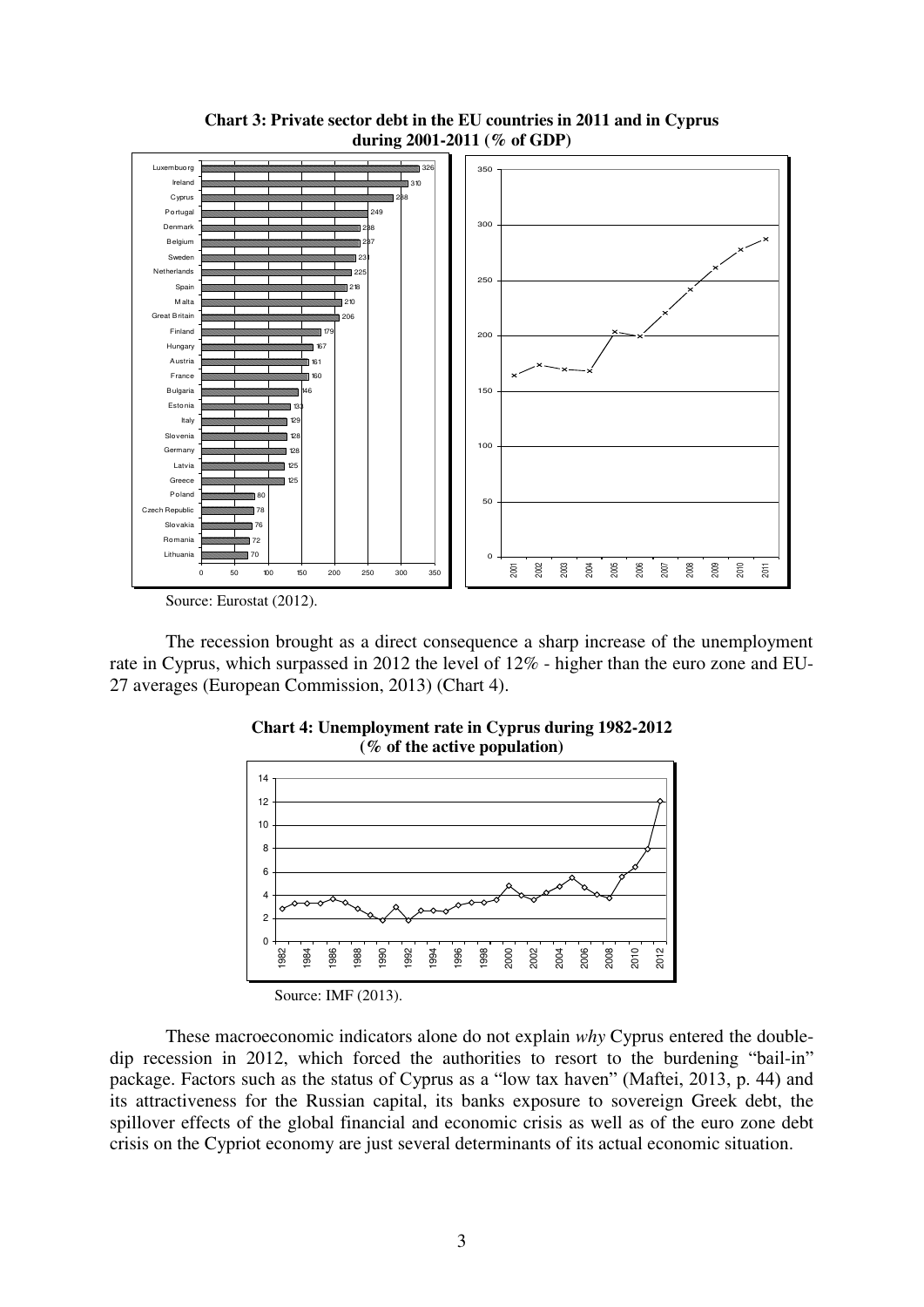**Chart 3: Private sector debt in the EU countries in 2011 and in Cyprus during 2001-2011 (% of GDP)**

Source: Eurostat (2012).

The recession brought as a direct consequence a sharp increase of the unemployment rate in Cyprus, which surpassed in 2012 the level of 12% - higher than the euro zone and EU-27 averages (European Commission, 2013) (Chart 4).

**Chart 4: Unemployment rate in Cyprus during 1982-2012 (% of the active population)**

Source: IMF (2013).

These macroeconomic indicators alone do not explain *why* Cyprus entered the double-dip recession in 2012, which forced the authorities to resort to the burdening "bail-in" package. Factors such as the status of Cyprus as a "low tax haven" (Maftei, 2013, p. 44) and its attractiveness for the Russian capital, its banks exposure to sovereign Greek debt, the spillover effects of the global financial and economic crisis as well as of the euro zone debt crisis on the Cypriot economy are just several determinants of its actual economic situation.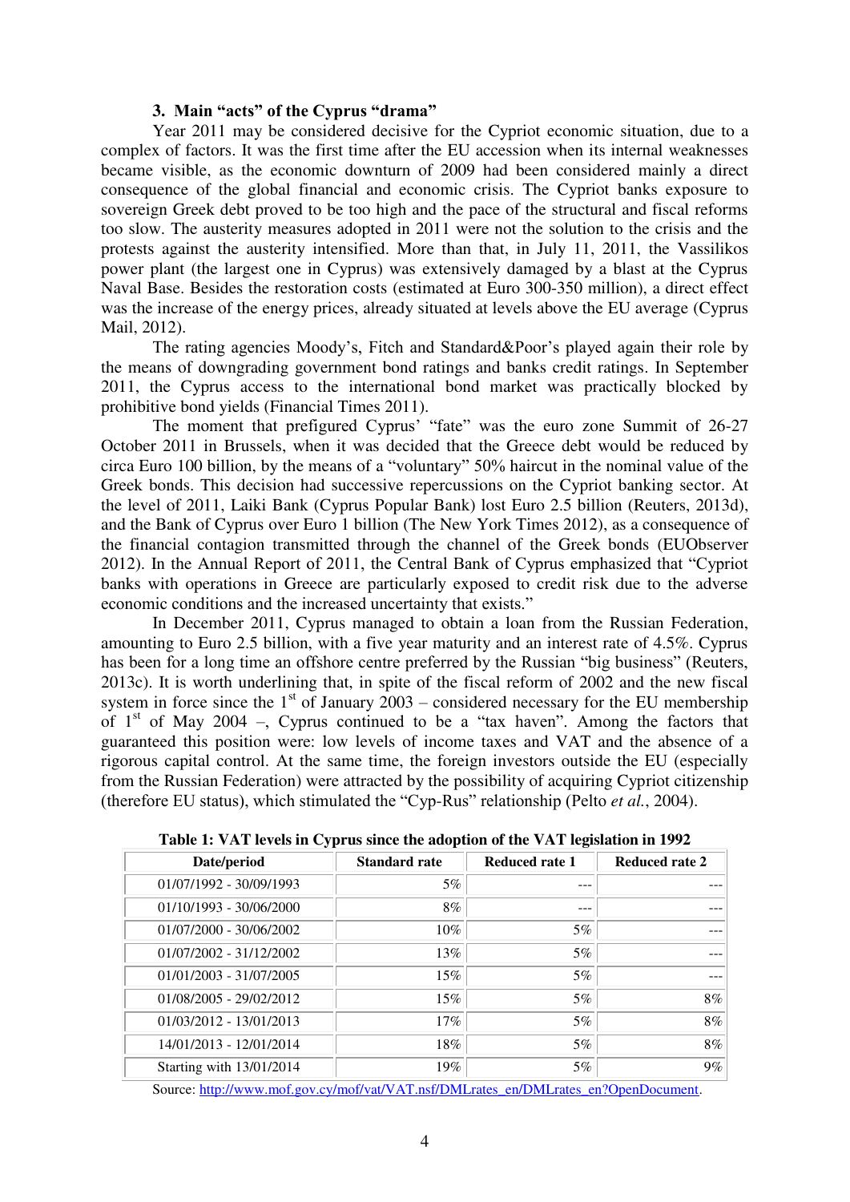### 3. Main "acts" of the Cyprus "drama"

Year 2011 may be considered decisive for the Cypriot economic situation, due to a complex of factors. It was the first time after the EU accession when its internal weaknesses became visible, as the economic downturn of 2009 had been considered mainly a direct consequence of the global financial and economic crisis. The Cypriot banks exposure to sovereign Greek debt proved to be too high and the pace of the structural and fiscal reforms too slow. The austerity measures adopted in 2011 were not the solution to the crisis and the protests against the austerity intensified. More than that, in July 11, 2011, the Vassilikos power plant (the largest one in Cyprus) was extensively damaged by a blast at the Cyprus Naval Base. Besides the restoration costs (estimated at Euro 300-350 million), a direct effect was the increase of the energy prices, already situated at levels above the EU average (Cyprus Mail, 2012).

The rating agencies Moody's, Fitch and Standard&Poor's played again their role by the means of downgrading government bond ratings and banks credit ratings. In September 2011, the Cyprus access to the international bond market was practically blocked by prohibitive bond yields (Financial Times 2011).

The moment that prefigured Cyprus' "fate" was the euro zone Summit of 26-27 October 2011 in Brussels, when it was decided that the Greece debt would be reduced by circa Euro 100 billion, by the means of a "voluntary" 50% haircut in the nominal value of the Greek bonds. This decision had successive repercussions on the Cypriot banking sector. At the level of 2011, Laiki Bank (Cyprus Popular Bank) lost Euro 2.5 billion (Reuters, 2013d), and the Bank of Cyprus over Euro 1 billion (The New York Times 2012), as a consequence of the financial contagion transmitted through the channel of the Greek bonds (EUObserver 2012). In the Annual Report of 2011, the Central Bank of Cyprus emphasized that "Cypriot banks with operations in Greece are particularly exposed to credit risk due to the adverse economic conditions and the increased uncertainty that exists."

In December 2011, Cyprus managed to obtain a loan from the Russian Federation, amounting to Euro 2.5 billion, with a five year maturity and an interest rate of 4.5%. Cyprus has been for a long time an offshore centre preferred by the Russian "big business" (Reuters, 2013c). It is worth underlining that, in spite of the fiscal reform of 2002 and the new fiscal system in force since the 1st of January 2003 – considered necessary for the EU membership of 1st of May 2004 –, Cyprus continued to be a "tax haven". Among the factors that guaranteed this position were: low levels of income taxes and VAT and the absence of a rigorous capital control. At the same time, the foreign investors outside the EU (especially from the Russian Federation) were attracted by the possibility of acquiring Cypriot citizenship (therefore EU status), which stimulated the "Cyp-Rus" relationship (Pelto *et al.*, 2004).

**Table 1: VAT levels in Cyprus since the adoption of the VAT legislation in 1992**

| Date/period | Standard rate | Reduced rate 1 | Reduced rate 2 |
|---|---|---|---|
| 01/07/1992 - 30/09/1993 | 5% | --- | --- |
| 01/10/1993 - 30/06/2000 | 8% | --- | --- |
| 01/07/2000 - 30/06/2002 | 10% | 5% | --- |
| 01/07/2002 - 31/12/2002 | 13% | 5% | --- |
| 01/01/2003 - 31/07/2005 | 15% | 5% | --- |
| 01/08/2005 - 29/02/2012 | 15% | 5% | 8% |
| 01/03/2012 - 13/01/2013 | 17% | 5% | 8% |
| 14/01/2013 - 12/01/2014 | 18% | 5% | 8% |
| Starting with 13/01/2014 | 19% | 5% | 9% |

Source: http://www.mof.gov.cy/mof/vat/VAT.nsf/DMLrates_en/DMLrates_en?OpenDocument.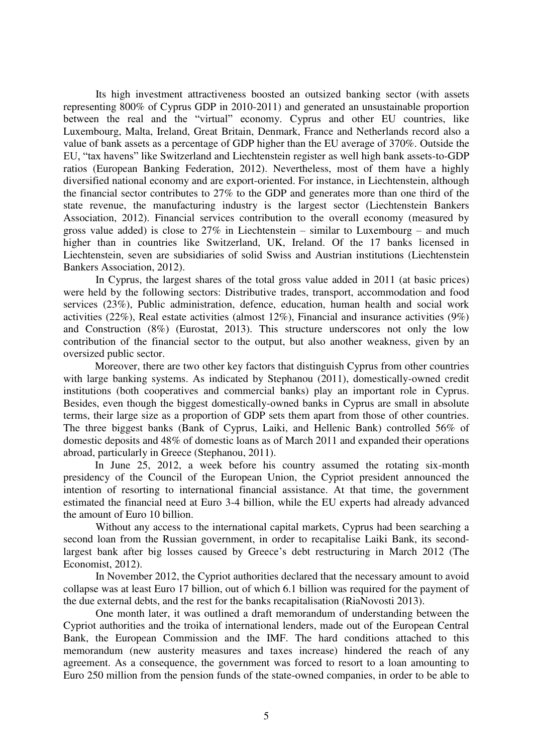Its high investment attractiveness boosted an outsized banking sector (with assets representing 800% of Cyprus GDP in 2010-2011) and generated an unsustainable proportion between the real and the "virtual" economy. Cyprus and other EU countries, like Luxembourg, Malta, Ireland, Great Britain, Denmark, France and Netherlands record also a value of bank assets as a percentage of GDP higher than the EU average of 370%. Outside the EU, "tax havens" like Switzerland and Liechtenstein register as well high bank assets-to-GDP ratios (European Banking Federation, 2012). Nevertheless, most of them have a highly diversified national economy and are export-oriented. For instance, in Liechtenstein, although the financial sector contributes to 27% to the GDP and generates more than one third of the state revenue, the manufacturing industry is the largest sector (Liechtenstein Bankers Association, 2012). Financial services contribution to the overall economy (measured by gross value added) is close to 27% in Liechtenstein – similar to Luxembourg – and much higher than in countries like Switzerland, UK, Ireland. Of the 17 banks licensed in Liechtenstein, seven are subsidiaries of solid Swiss and Austrian institutions (Liechtenstein Bankers Association, 2012).

In Cyprus, the largest shares of the total gross value added in 2011 (at basic prices) were held by the following sectors: Distributive trades, transport, accommodation and food services (23%), Public administration, defence, education, human health and social work activities (22%), Real estate activities (almost 12%), Financial and insurance activities (9%) and Construction (8%) (Eurostat, 2013). This structure underscores not only the low contribution of the financial sector to the output, but also another weakness, given by an oversized public sector.

Moreover, there are two other key factors that distinguish Cyprus from other countries with large banking systems. As indicated by Stephanou (2011), domestically-owned credit institutions (both cooperatives and commercial banks) play an important role in Cyprus. Besides, even though the biggest domestically-owned banks in Cyprus are small in absolute terms, their large size as a proportion of GDP sets them apart from those of other countries. The three biggest banks (Bank of Cyprus, Laiki, and Hellenic Bank) controlled 56% of domestic deposits and 48% of domestic loans as of March 2011 and expanded their operations abroad, particularly in Greece (Stephanou, 2011).

In June 25, 2012, a week before his country assumed the rotating six-month presidency of the Council of the European Union, the Cypriot president announced the intention of resorting to international financial assistance. At that time, the government estimated the financial need at Euro 3-4 billion, while the EU experts had already advanced the amount of Euro 10 billion.

Without any access to the international capital markets, Cyprus had been searching a second loan from the Russian government, in order to recapitalise Laiki Bank, its second-largest bank after big losses caused by Greece's debt restructuring in March 2012 (The Economist, 2012).

In November 2012, the Cypriot authorities declared that the necessary amount to avoid collapse was at least Euro 17 billion, out of which 6.1 billion was required for the payment of the due external debts, and the rest for the banks recapitalisation (RiaNovosti 2013).

One month later, it was outlined a draft memorandum of understanding between the Cypriot authorities and the troika of international lenders, made out of the European Central Bank, the European Commission and the IMF. The hard conditions attached to this memorandum (new austerity measures and taxes increase) hindered the reach of any agreement. As a consequence, the government was forced to resort to a loan amounting to Euro 250 million from the pension funds of the state-owned companies, in order to be able to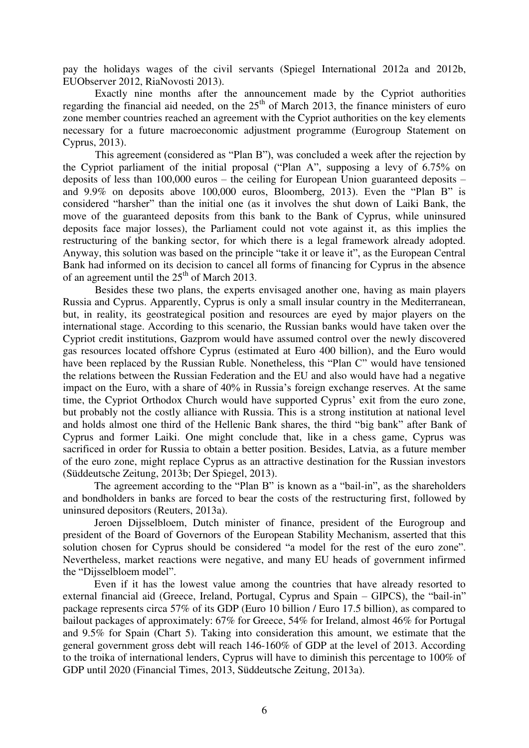pay the holidays wages of the civil servants (Spiegel International 2012a and 2012b, EUObserver 2012, RiaNovosti 2013).

Exactly nine months after the announcement made by the Cypriot authorities regarding the financial aid needed, on the 25th of March 2013, the finance ministers of euro zone member countries reached an agreement with the Cypriot authorities on the key elements necessary for a future macroeconomic adjustment programme (Eurogroup Statement on Cyprus, 2013).

This agreement (considered as "Plan B"), was concluded a week after the rejection by the Cypriot parliament of the initial proposal ("Plan A", supposing a levy of 6.75% on deposits of less than 100,000 euros – the ceiling for European Union guaranteed deposits – and 9.9% on deposits above 100,000 euros, Bloomberg, 2013). Even the "Plan B" is considered "harsher" than the initial one (as it involves the shut down of Laiki Bank, the move of the guaranteed deposits from this bank to the Bank of Cyprus, while uninsured deposits face major losses), the Parliament could not vote against it, as this implies the restructuring of the banking sector, for which there is a legal framework already adopted. Anyway, this solution was based on the principle "take it or leave it", as the European Central Bank had informed on its decision to cancel all forms of financing for Cyprus in the absence of an agreement until the 25th of March 2013.

Besides these two plans, the experts envisaged another one, having as main players Russia and Cyprus. Apparently, Cyprus is only a small insular country in the Mediterranean, but, in reality, its geostrategical position and resources are eyed by major players on the international stage. According to this scenario, the Russian banks would have taken over the Cypriot credit institutions, Gazprom would have assumed control over the newly discovered gas resources located offshore Cyprus (estimated at Euro 400 billion), and the Euro would have been replaced by the Russian Ruble. Nonetheless, this "Plan C" would have tensioned the relations between the Russian Federation and the EU and also would have had a negative impact on the Euro, with a share of 40% in Russia's foreign exchange reserves. At the same time, the Cypriot Orthodox Church would have supported Cyprus' exit from the euro zone, but probably not the costly alliance with Russia. This is a strong institution at national level and holds almost one third of the Hellenic Bank shares, the third "big bank" after Bank of Cyprus and former Laiki. One might conclude that, like in a chess game, Cyprus was sacrificed in order for Russia to obtain a better position. Besides, Latvia, as a future member of the euro zone, might replace Cyprus as an attractive destination for the Russian investors (Süddeutsche Zeitung, 2013b; Der Spiegel, 2013).

The agreement according to the "Plan B" is known as a "bail-in", as the shareholders and bondholders in banks are forced to bear the costs of the restructuring first, followed by uninsured depositors (Reuters, 2013a).

Jeroen Dijsselbloem, Dutch minister of finance, president of the Eurogroup and president of the Board of Governors of the European Stability Mechanism, asserted that this solution chosen for Cyprus should be considered "a model for the rest of the euro zone". Nevertheless, market reactions were negative, and many EU heads of government infirmed the "Dijsselbloem model".

Even if it has the lowest value among the countries that have already resorted to external financial aid (Greece, Ireland, Portugal, Cyprus and Spain – GIPCS), the "bail-in" package represents circa 57% of its GDP (Euro 10 billion / Euro 17.5 billion), as compared to bailout packages of approximately: 67% for Greece, 54% for Ireland, almost 46% for Portugal and 9.5% for Spain (Chart 5). Taking into consideration this amount, we estimate that the general government gross debt will reach 146-160% of GDP at the level of 2013. According to the troika of international lenders, Cyprus will have to diminish this percentage to 100% of GDP until 2020 (Financial Times, 2013, Süddeutsche Zeitung, 2013a).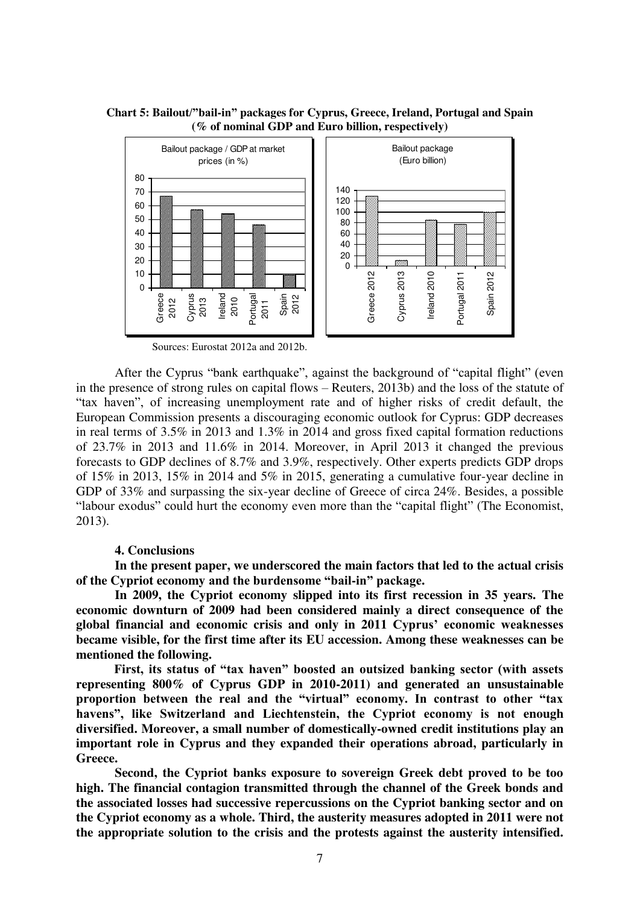**Chart 5: Bailout/"bail-in" packages for Cyprus, Greece, Ireland, Portugal and Spain (% of nominal GDP and Euro billion, respectively)**

Sources: Eurostat 2012a and 2012b.

After the Cyprus "bank earthquake", against the background of "capital flight" (even in the presence of strong rules on capital flows – Reuters, 2013b) and the loss of the statute of "tax haven", of increasing unemployment rate and of higher risks of credit default, the European Commission presents a discouraging economic outlook for Cyprus: GDP decreases in real terms of 3.5% in 2013 and 1.3% in 2014 and gross fixed capital formation reductions of 23.7% in 2013 and 11.6% in 2014. Moreover, in April 2013 it changed the previous forecasts to GDP declines of 8.7% and 3.9%, respectively. Other experts predicts GDP drops of 15% in 2013, 15% in 2014 and 5% in 2015, generating a cumulative four-year decline in GDP of 33% and surpassing the six-year decline of Greece of circa 24%. Besides, a possible "labour exodus" could hurt the economy even more than the "capital flight" (The Economist, 2013).

## 4. Conclusions

**In the present paper, we underscored the main factors that led to the actual crisis of the Cypriot economy and the burdensome "bail-in" package.**

**In 2009, the Cypriot economy slipped into its first recession in 35 years. The economic downturn of 2009 had been considered mainly a direct consequence of the global financial and economic crisis and only in 2011 Cyprus' economic weaknesses became visible, for the first time after its EU accession. Among these weaknesses can be mentioned the following.**

**First, its status of "tax haven" boosted an outsized banking sector (with assets representing 800% of Cyprus GDP in 2010-2011) and generated an unsustainable proportion between the real and the "virtual" economy. In contrast to other "tax havens", like Switzerland and Liechtenstein, the Cypriot economy is not enough diversified. Moreover, a small number of domestically-owned credit institutions play an important role in Cyprus and they expanded their operations abroad, particularly in Greece.**

**Second, the Cypriot banks exposure to sovereign Greek debt proved to be too high. The financial contagion transmitted through the channel of the Greek bonds and the associated losses had successive repercussions on the Cypriot banking sector and on the Cypriot economy as a whole. Third, the austerity measures adopted in 2011 were not the appropriate solution to the crisis and the protests against the austerity intensified.**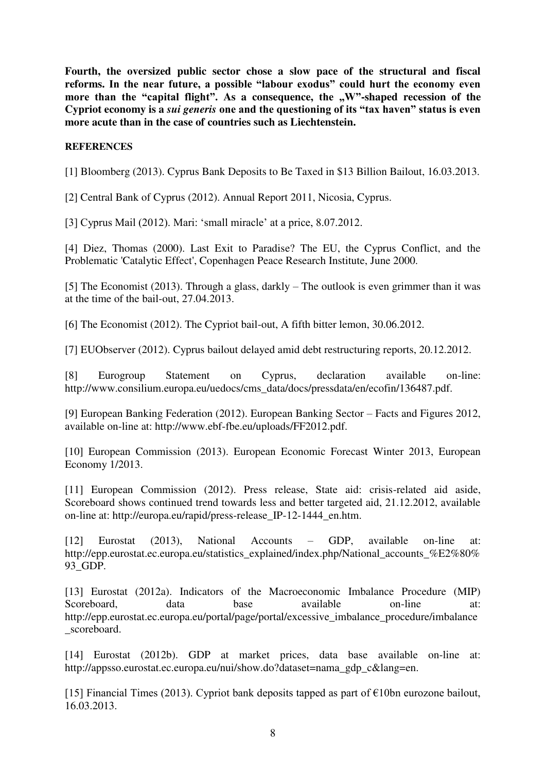**Fourth, the oversized public sector chose a slow pace of the structural and fiscal reforms. In the near future, a possible "labour exodus" could hurt the economy even more than the "capital flight". As a consequence, the „W"-shaped recession of the Cypriot economy is a *sui generis* one and the questioning of its "tax haven" status is even more acute than in the case of countries such as Liechtenstein.**

**REFERENCES**

[1] Bloomberg (2013). Cyprus Bank Deposits to Be Taxed in $13 Billion Bailout, 16.03.2013.

[2] Central Bank of Cyprus (2012). Annual Report 2011, Nicosia, Cyprus.

[3] Cyprus Mail (2012). Mari: 'small miracle' at a price, 8.07.2012.

[4] Diez, Thomas (2000). Last Exit to Paradise? The EU, the Cyprus Conflict, and the Problematic 'Catalytic Effect', Copenhagen Peace Research Institute, June 2000.

[5] The Economist (2013). Through a glass, darkly – The outlook is even grimmer than it was at the time of the bail-out, 27.04.2013.

[6] The Economist (2012). The Cypriot bail-out, A fifth bitter lemon, 30.06.2012.

[7] EUObserver (2012). Cyprus bailout delayed amid debt restructuring reports, 20.12.2012.

[8] Eurogroup Statement on Cyprus, declaration available on-line: http://www.consilium.europa.eu/uedocs/cms_data/docs/pressdata/en/ecofin/136487.pdf.

[9] European Banking Federation (2012). European Banking Sector – Facts and Figures 2012, available on-line at: http://www.ebf-fbe.eu/uploads/FF2012.pdf.

[10] European Commission (2013). European Economic Forecast Winter 2013, European Economy 1/2013.

[11] European Commission (2012). Press release, State aid: crisis-related aid aside, Scoreboard shows continued trend towards less and better targeted aid, 21.12.2012, available on-line at: http://europa.eu/rapid/press-release_IP-12-1444_en.htm.

[12] Eurostat (2013), National Accounts – GDP, available on-line at: http://epp.eurostat.ec.europa.eu/statistics_explained/index.php/National_accounts_%E2%80%93_GDP.

[13] Eurostat (2012a). Indicators of the Macroeconomic Imbalance Procedure (MIP) Scoreboard, data base available on-line at: http://epp.eurostat.ec.europa.eu/portal/page/portal/excessive_imbalance_procedure/imbalance_scoreboard.

[14] Eurostat (2012b). GDP at market prices, data base available on-line at: http://appsso.eurostat.ec.europa.eu/nui/show.do?dataset=nama_gdp_c&lang=en.

[15] Financial Times (2013). Cypriot bank deposits tapped as part of €10bn eurozone bailout, 16.03.2013.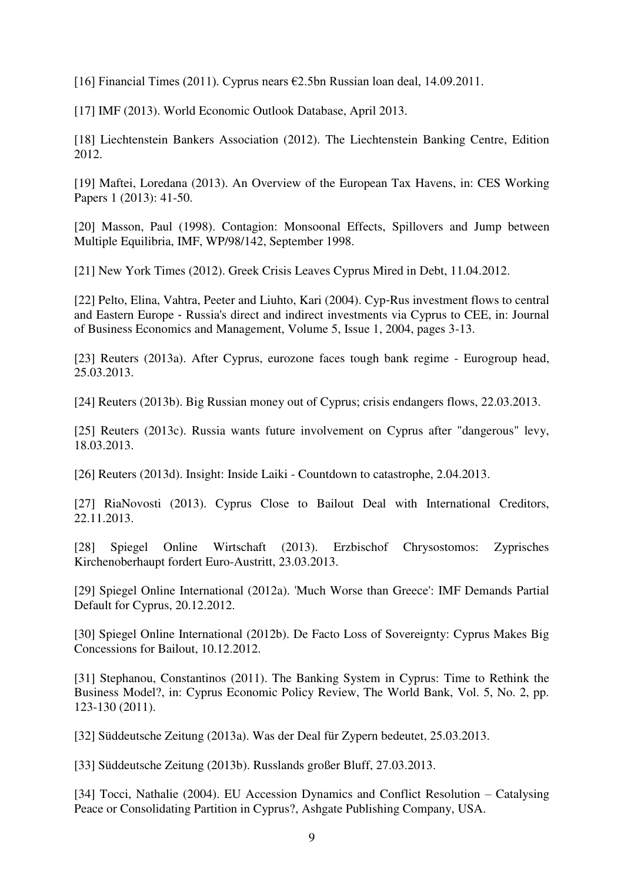[16] Financial Times (2011). Cyprus nears €2.5bn Russian loan deal, 14.09.2011.

[17] IMF (2013). World Economic Outlook Database, April 2013.

[18] Liechtenstein Bankers Association (2012). The Liechtenstein Banking Centre, Edition 2012.

[19] Maftei, Loredana (2013). An Overview of the European Tax Havens, in: CES Working Papers 1 (2013): 41-50.

[20] Masson, Paul (1998). Contagion: Monsoonal Effects, Spillovers and Jump between Multiple Equilibria, IMF, WP/98/142, September 1998.

[21] New York Times (2012). Greek Crisis Leaves Cyprus Mired in Debt, 11.04.2012.

[22] Pelto, Elina, Vahtra, Peeter and Liuhto, Kari (2004). Cyp-Rus investment flows to central and Eastern Europe - Russia's direct and indirect investments via Cyprus to CEE, in: Journal of Business Economics and Management, Volume 5, Issue 1, 2004, pages 3-13.

[23] Reuters (2013a). After Cyprus, eurozone faces tough bank regime - Eurogroup head, 25.03.2013.

[24] Reuters (2013b). Big Russian money out of Cyprus; crisis endangers flows, 22.03.2013.

[25] Reuters (2013c). Russia wants future involvement on Cyprus after "dangerous" levy, 18.03.2013.

[26] Reuters (2013d). Insight: Inside Laiki - Countdown to catastrophe, 2.04.2013.

[27] RiaNovosti (2013). Cyprus Close to Bailout Deal with International Creditors, 22.11.2013.

[28] Spiegel Online Wirtschaft (2013). Erzbischof Chrysostomos: Zyprisches Kirchenoberhaupt fordert Euro-Austritt, 23.03.2013.

[29] Spiegel Online International (2012a). 'Much Worse than Greece': IMF Demands Partial Default for Cyprus, 20.12.2012.

[30] Spiegel Online International (2012b). De Facto Loss of Sovereignty: Cyprus Makes Big Concessions for Bailout, 10.12.2012.

[31] Stephanou, Constantinos (2011). The Banking System in Cyprus: Time to Rethink the Business Model?, in: Cyprus Economic Policy Review, The World Bank, Vol. 5, No. 2, pp. 123-130 (2011).

[32] Süddeutsche Zeitung (2013a). Was der Deal für Zypern bedeutet, 25.03.2013.

[33] Süddeutsche Zeitung (2013b). Russlands großer Bluff, 27.03.2013.

[34] Tocci, Nathalie (2004). EU Accession Dynamics and Conflict Resolution – Catalysing Peace or Consolidating Partition in Cyprus?, Ashgate Publishing Company, USA.